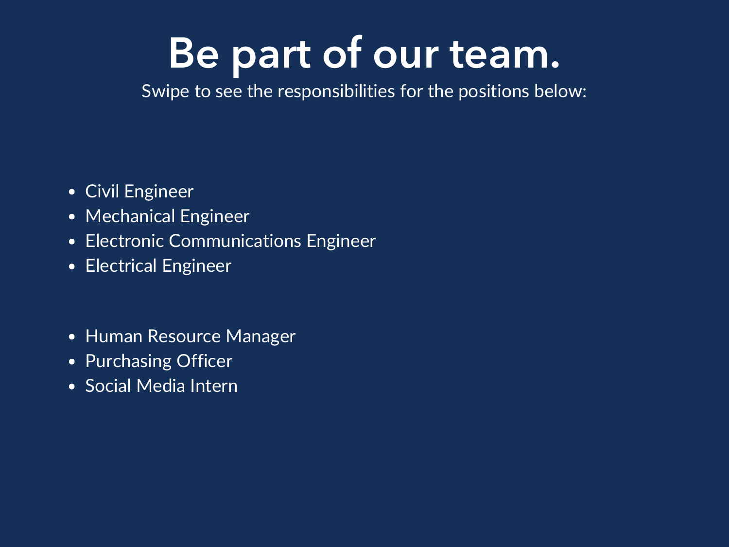# Be part of our team.

Swipe to see the responsibilities for the positions below:

- Civil Engineer
- Mechanical Engineer
- Electronic Communications Engineer
- Electrical Engineer

- Human Resource Manager
- Purchasing Officer
- Social Media Intern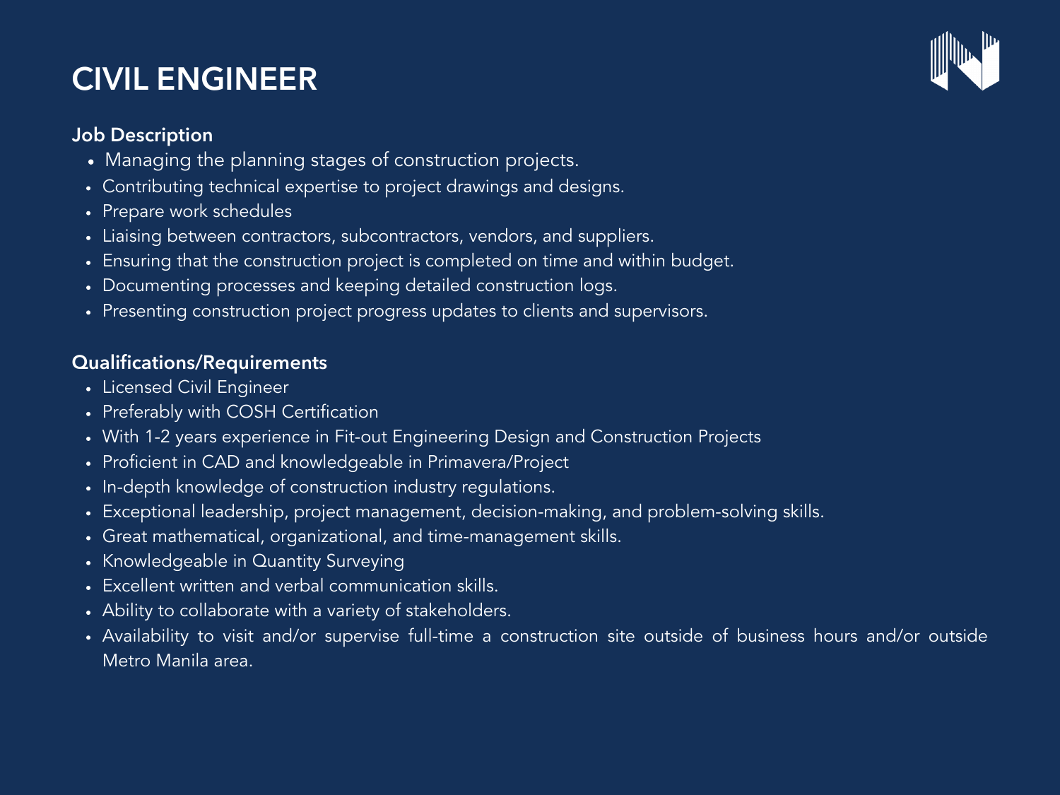# CIVIL ENGINEER

## Job Description

- Managing the planning stages of construction projects.
- Contributing technical expertise to project drawings and designs.
- Prepare work schedules
- Liaising between contractors, subcontractors, vendors, and suppliers.
- Ensuring that the construction project is completed on time and within budget.
- Documenting processes and keeping detailed construction logs.
- Presenting construction project progress updates to clients and supervisors.

## Qualifications/Requirements

- Licensed Civil Engineer
- Preferably with COSH Certification
- With 1-2 years experience in Fit-out Engineering Design and Construction Projects
- Proficient in CAD and knowledgeable in Primavera/Project
- In-depth knowledge of construction industry regulations.
- Exceptional leadership, project management, decision-making, and problem-solving skills.
- Great mathematical, organizational, and time-management skills.
- Knowledgeable in Quantity Surveying
- Excellent written and verbal communication skills.
- Ability to collaborate with a variety of stakeholders.
- Availability to visit and/or supervise full-time a construction site outside of business hours and/or outside Metro Manila area.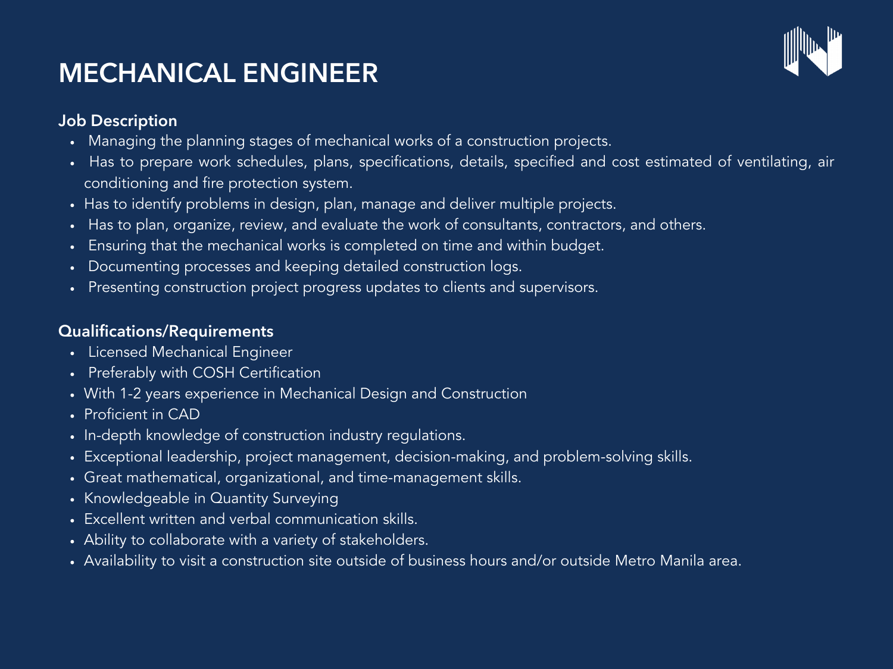# MECHANICAL ENGINEER

## Job Description

- Managing the planning stages of mechanical works of a construction projects.
- Has to prepare work schedules, plans, specifications, details, specified and cost estimated of ventilating, air conditioning and fire protection system.
- Has to identify problems in design, plan, manage and deliver multiple projects.
- Has to plan, organize, review, and evaluate the work of consultants, contractors, and others.
- Ensuring that the mechanical works is completed on time and within budget.
- Documenting processes and keeping detailed construction logs.
- Presenting construction project progress updates to clients and supervisors.

## Qualifications/Requirements

- Licensed Mechanical Engineer
- Preferably with COSH Certification
- With 1-2 years experience in Mechanical Design and Construction
- Proficient in CAD
- In-depth knowledge of construction industry regulations.
- Exceptional leadership, project management, decision-making, and problem-solving skills.
- Great mathematical, organizational, and time-management skills.
- Knowledgeable in Quantity Surveying
- Excellent written and verbal communication skills.
- Ability to collaborate with a variety of stakeholders.
- Availability to visit a construction site outside of business hours and/or outside Metro Manila area.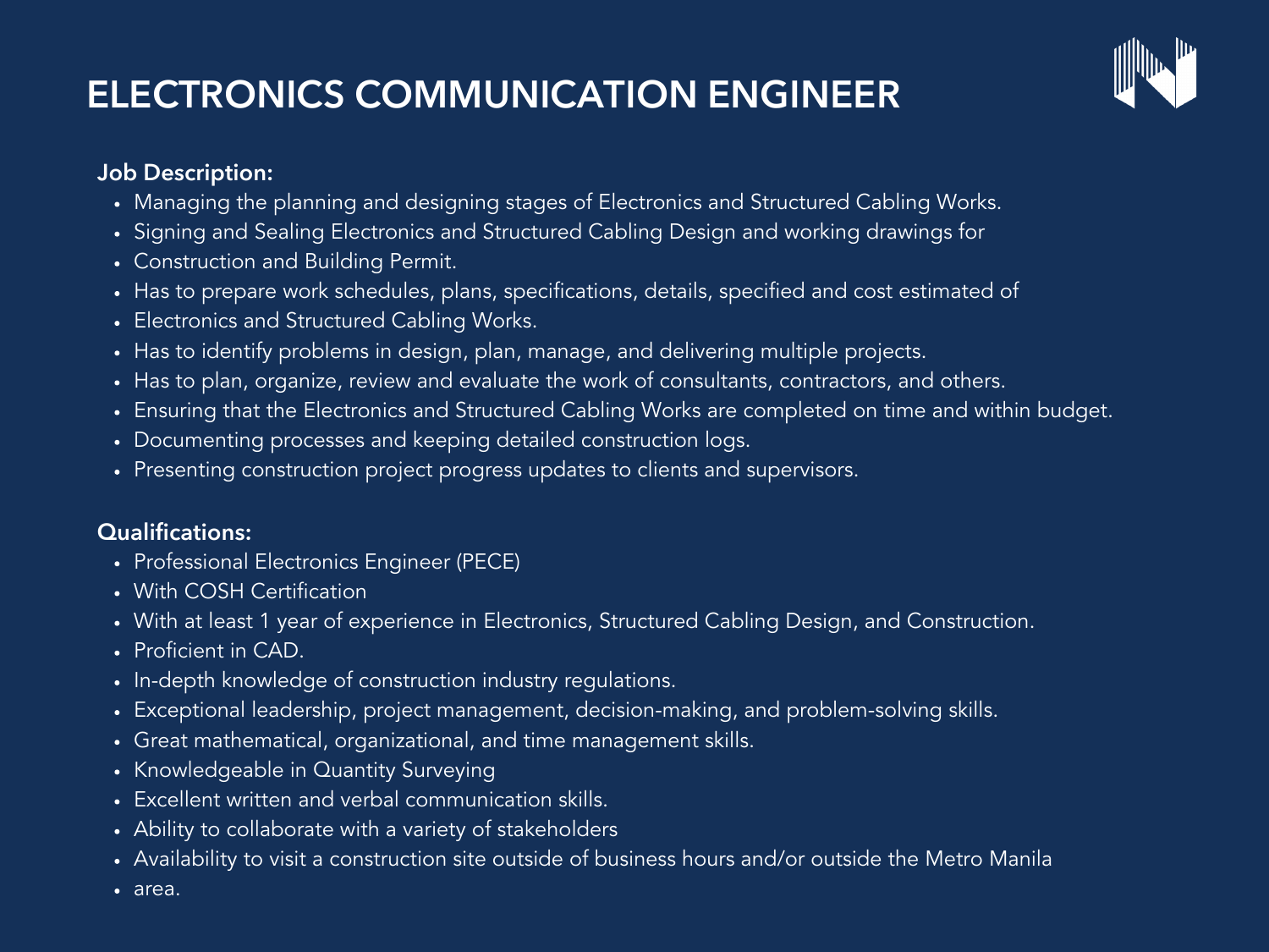# ELECTRONICS COMMUNICATION ENGINEER

**Job Description:**

- Managing the planning and designing stages of Electronics and Structured Cabling Works.
- Signing and Sealing Electronics and Structured Cabling Design and working drawings for
- Construction and Building Permit.
- Has to prepare work schedules, plans, specifications, details, specified and cost estimated of
- Electronics and Structured Cabling Works.
- Has to identify problems in design, plan, manage, and delivering multiple projects.
- Has to plan, organize, review and evaluate the work of consultants, contractors, and others.
- Ensuring that the Electronics and Structured Cabling Works are completed on time and within budget.
- Documenting processes and keeping detailed construction logs.
- Presenting construction project progress updates to clients and supervisors.

**Qualifications:**

- Professional Electronics Engineer (PECE)
- With COSH Certification
- With at least 1 year of experience in Electronics, Structured Cabling Design, and Construction.
- Proficient in CAD.
- In-depth knowledge of construction industry regulations.
- Exceptional leadership, project management, decision-making, and problem-solving skills.
- Great mathematical, organizational, and time management skills.
- Knowledgeable in Quantity Surveying
- Excellent written and verbal communication skills.
- Ability to collaborate with a variety of stakeholders
- Availability to visit a construction site outside of business hours and/or outside the Metro Manila
- area.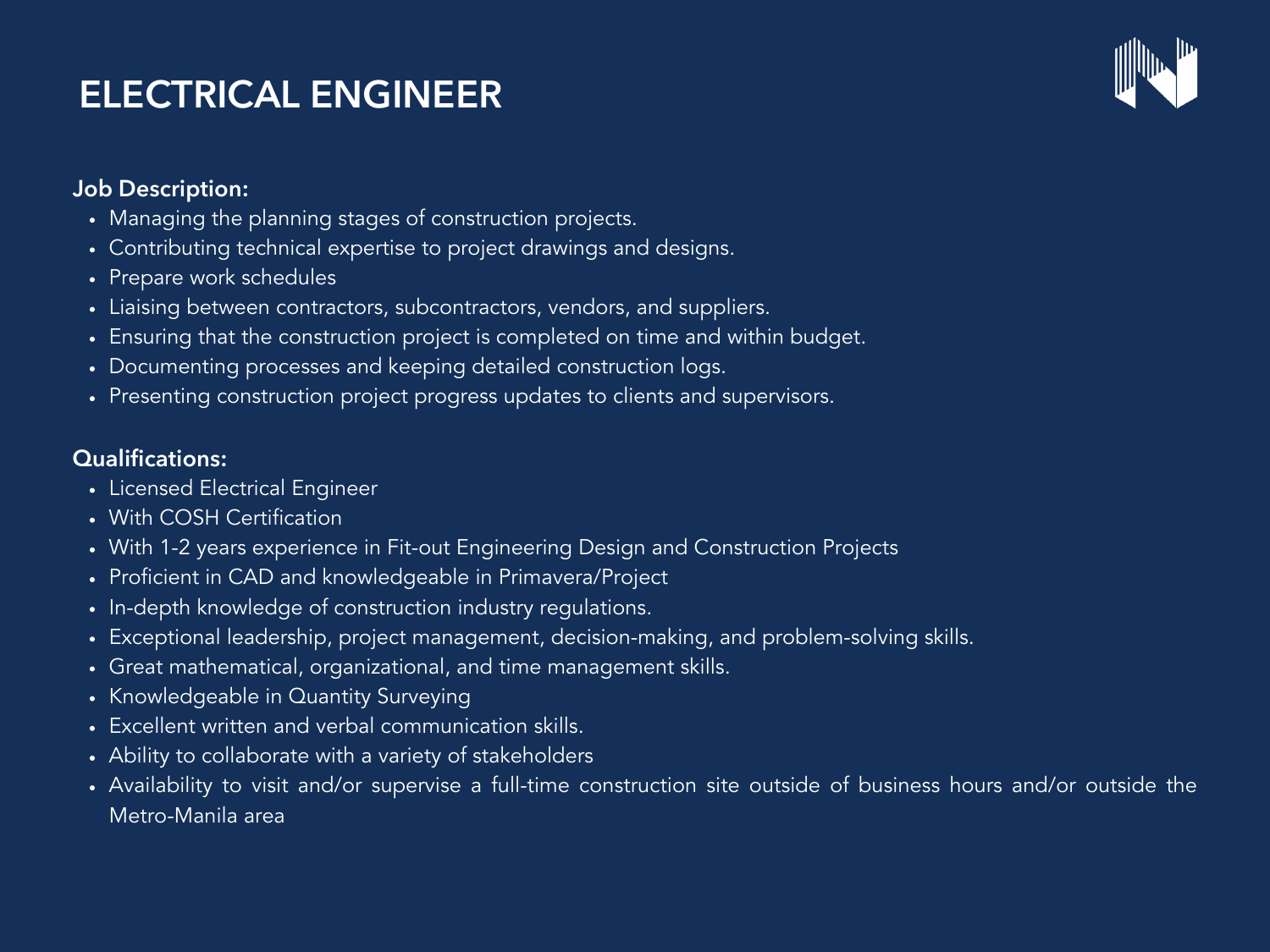# ELECTRICAL ENGINEER

**Job Description:**

- Managing the planning stages of construction projects.
- Contributing technical expertise to project drawings and designs.
- Prepare work schedules
- Liaising between contractors, subcontractors, vendors, and suppliers.
- Ensuring that the construction project is completed on time and within budget.
- Documenting processes and keeping detailed construction logs.
- Presenting construction project progress updates to clients and supervisors.

**Qualifications:**

- Licensed Electrical Engineer
- With COSH Certification
- With 1-2 years experience in Fit-out Engineering Design and Construction Projects
- Proficient in CAD and knowledgeable in Primavera/Project
- In-depth knowledge of construction industry regulations.
- Exceptional leadership, project management, decision-making, and problem-solving skills.
- Great mathematical, organizational, and time management skills.
- Knowledgeable in Quantity Surveying
- Excellent written and verbal communication skills.
- Ability to collaborate with a variety of stakeholders
- Availability to visit and/or supervise a full-time construction site outside of business hours and/or outside the Metro-Manila area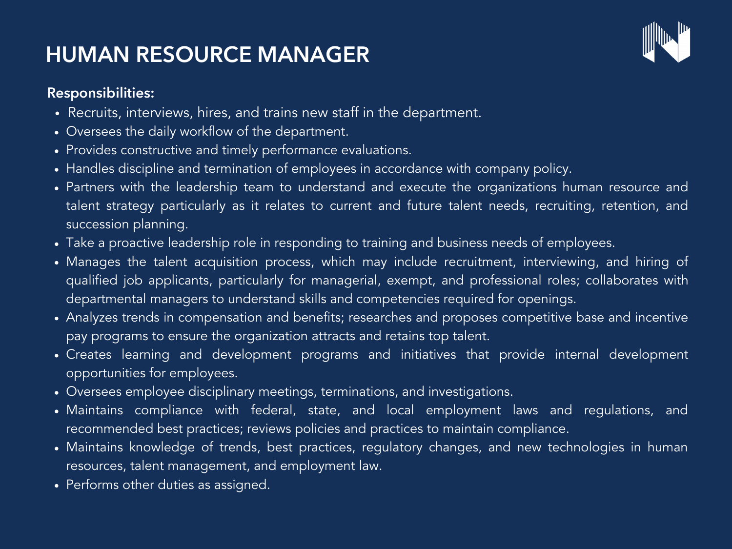# HUMAN RESOURCE MANAGER

**Responsibilities:**

- Recruits, interviews, hires, and trains new staff in the department.
- Oversees the daily workflow of the department.
- Provides constructive and timely performance evaluations.
- Handles discipline and termination of employees in accordance with company policy.
- Partners with the leadership team to understand and execute the organizations human resource and talent strategy particularly as it relates to current and future talent needs, recruiting, retention, and succession planning.
- Take a proactive leadership role in responding to training and business needs of employees.
- Manages the talent acquisition process, which may include recruitment, interviewing, and hiring of qualified job applicants, particularly for managerial, exempt, and professional roles; collaborates with departmental managers to understand skills and competencies required for openings.
- Analyzes trends in compensation and benefits; researches and proposes competitive base and incentive pay programs to ensure the organization attracts and retains top talent.
- Creates learning and development programs and initiatives that provide internal development opportunities for employees.
- Oversees employee disciplinary meetings, terminations, and investigations.
- Maintains compliance with federal, state, and local employment laws and regulations, and recommended best practices; reviews policies and practices to maintain compliance.
- Maintains knowledge of trends, best practices, regulatory changes, and new technologies in human resources, talent management, and employment law.
- Performs other duties as assigned.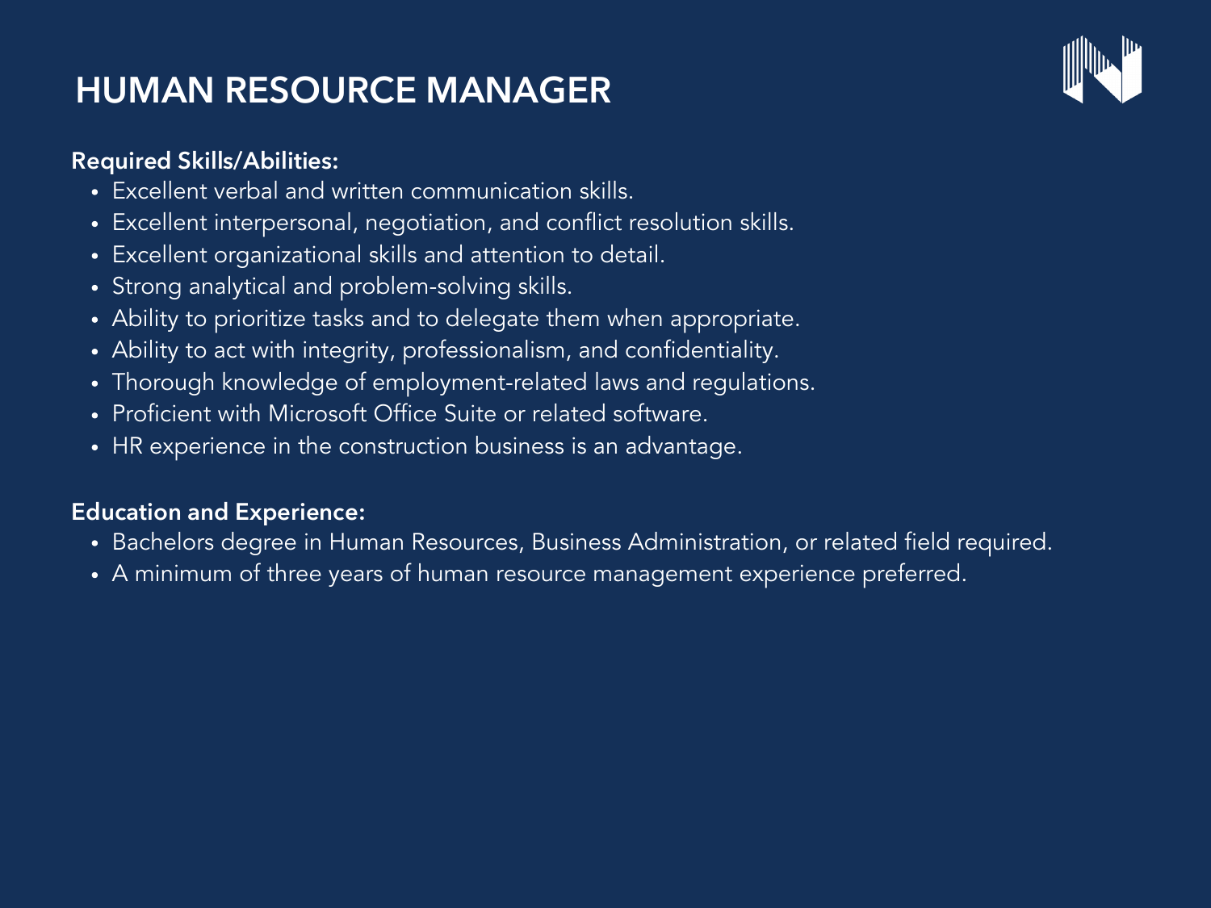# HUMAN RESOURCE MANAGER

**Required Skills/Abilities:**

- Excellent verbal and written communication skills.
- Excellent interpersonal, negotiation, and conflict resolution skills.
- Excellent organizational skills and attention to detail.
- Strong analytical and problem-solving skills.
- Ability to prioritize tasks and to delegate them when appropriate.
- Ability to act with integrity, professionalism, and confidentiality.
- Thorough knowledge of employment-related laws and regulations.
- Proficient with Microsoft Office Suite or related software.
- HR experience in the construction business is an advantage.

**Education and Experience:**

- Bachelors degree in Human Resources, Business Administration, or related field required.
- A minimum of three years of human resource management experience preferred.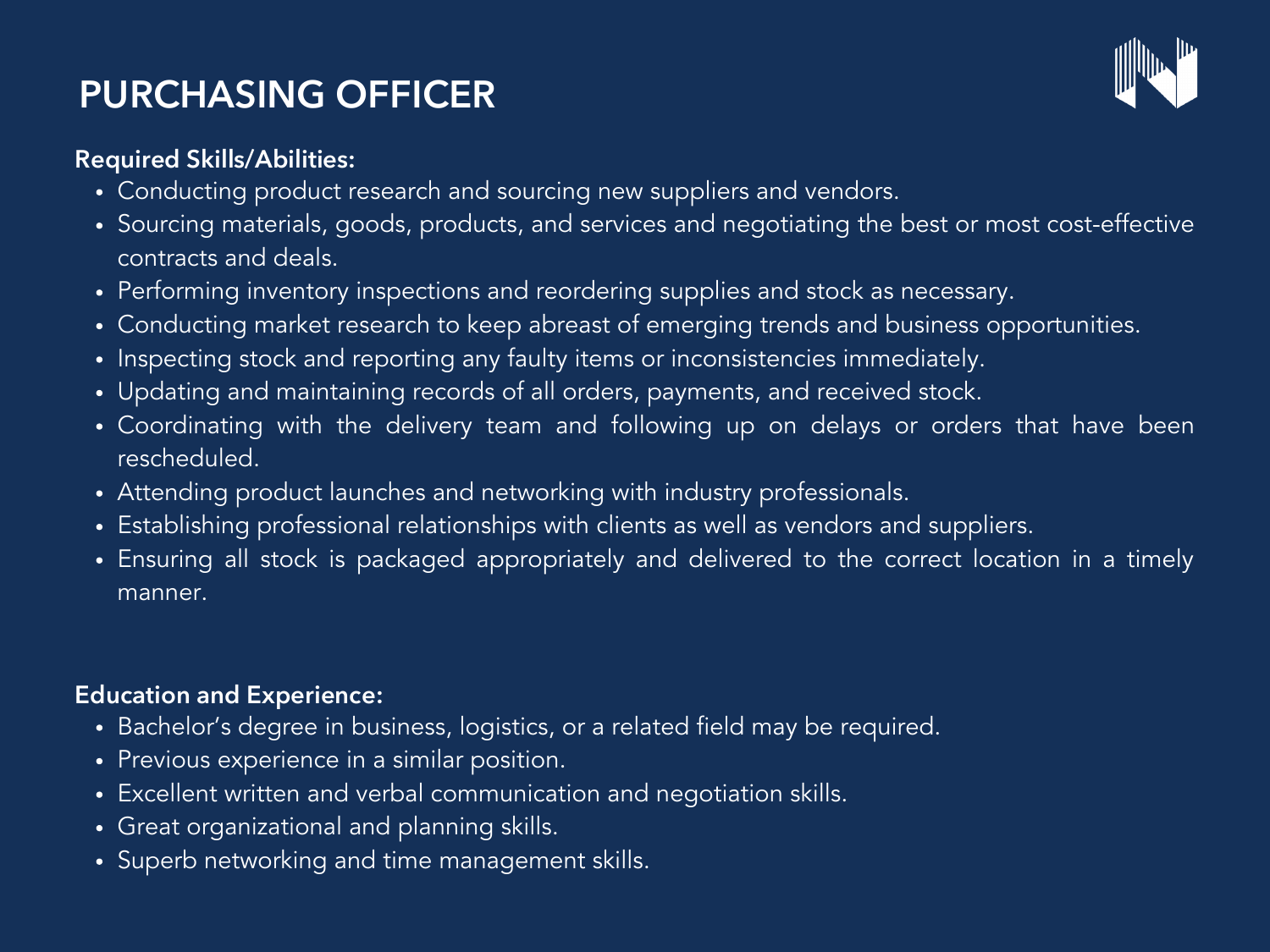# PURCHASING OFFICER

**Required Skills/Abilities:**

- Conducting product research and sourcing new suppliers and vendors.
- Sourcing materials, goods, products, and services and negotiating the best or most cost-effective contracts and deals.
- Performing inventory inspections and reordering supplies and stock as necessary.
- Conducting market research to keep abreast of emerging trends and business opportunities.
- Inspecting stock and reporting any faulty items or inconsistencies immediately.
- Updating and maintaining records of all orders, payments, and received stock.
- Coordinating with the delivery team and following up on delays or orders that have been rescheduled.
- Attending product launches and networking with industry professionals.
- Establishing professional relationships with clients as well as vendors and suppliers.
- Ensuring all stock is packaged appropriately and delivered to the correct location in a timely manner.

**Education and Experience:**

- Bachelor's degree in business, logistics, or a related field may be required.
- Previous experience in a similar position.
- Excellent written and verbal communication and negotiation skills.
- Great organizational and planning skills.
- Superb networking and time management skills.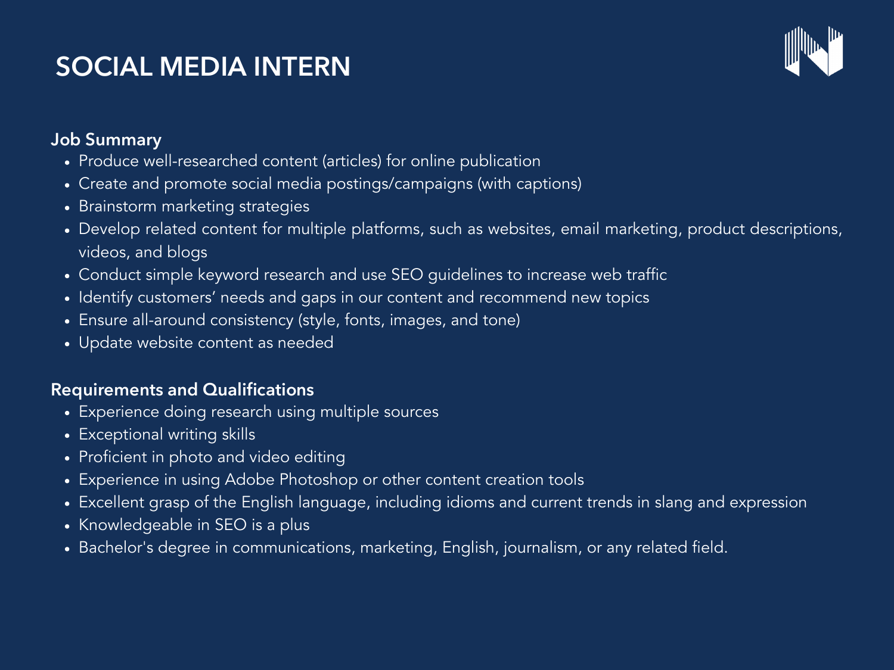# SOCIAL MEDIA INTERN

## Job Summary

- Produce well-researched content (articles) for online publication
- Create and promote social media postings/campaigns (with captions)
- Brainstorm marketing strategies
- Develop related content for multiple platforms, such as websites, email marketing, product descriptions, videos, and blogs
- Conduct simple keyword research and use SEO guidelines to increase web traffic
- Identify customers' needs and gaps in our content and recommend new topics
- Ensure all-around consistency (style, fonts, images, and tone)
- Update website content as needed

## Requirements and Qualifications

- Experience doing research using multiple sources
- Exceptional writing skills
- Proficient in photo and video editing
- Experience in using Adobe Photoshop or other content creation tools
- Excellent grasp of the English language, including idioms and current trends in slang and expression
- Knowledgeable in SEO is a plus
- Bachelor's degree in communications, marketing, English, journalism, or any related field.